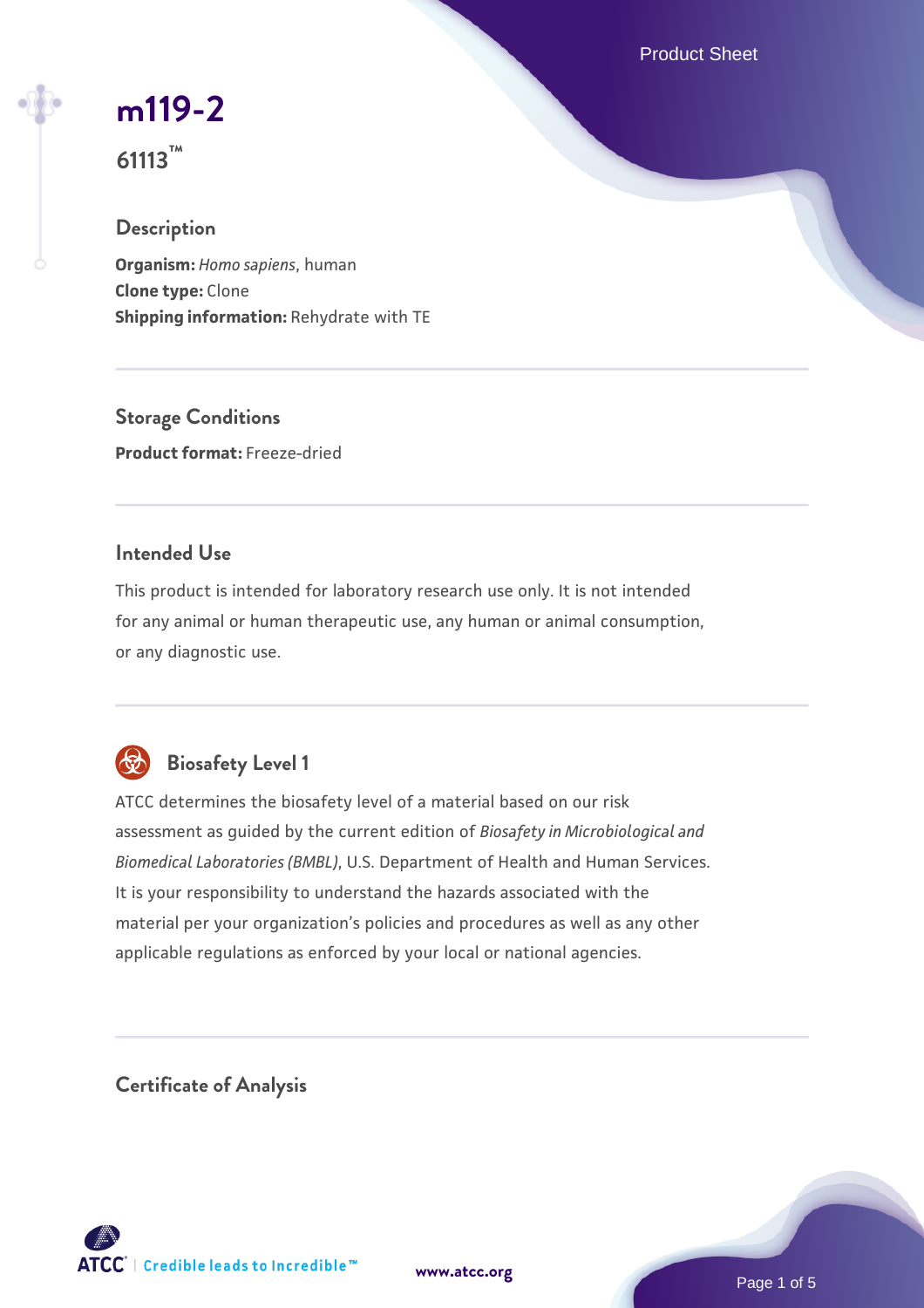# m119-2

**61113™**

## Description

**Organism:** *Homo sapiens*, human
**Clone type:** Clone
**Shipping information:** Rehydrate with TE

## Storage Conditions

**Product format:** Freeze-dried

## Intended Use

This product is intended for laboratory research use only. It is not intended for any animal or human therapeutic use, any human or animal consumption, or any diagnostic use.

## Biosafety Level 1

ATCC determines the biosafety level of a material based on our risk assessment as guided by the current edition of *Biosafety in Microbiological and Biomedical Laboratories (BMBL)*, U.S. Department of Health and Human Services. It is your responsibility to understand the hazards associated with the material per your organization's policies and procedures as well as any other applicable regulations as enforced by your local or national agencies.

## Certificate of Analysis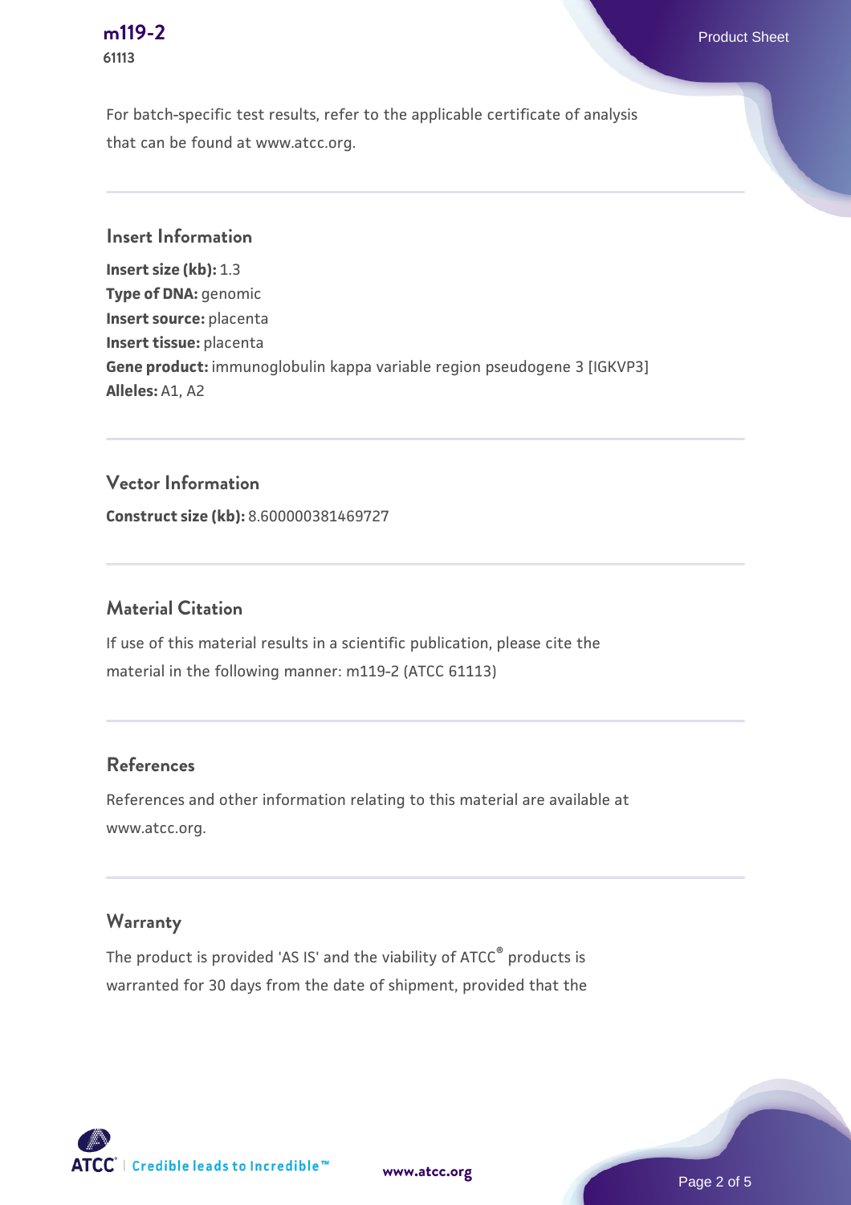For batch-specific test results, refer to the applicable certificate of analysis that can be found at www.atcc.org.

## Insert Information

**Insert size (kb):** 1.3
**Type of DNA:** genomic
**Insert source:** placenta
**Insert tissue:** placenta
**Gene product:** immunoglobulin kappa variable region pseudogene 3 [IGKVP3]
**Alleles:** A1, A2

## Vector Information

**Construct size (kb):** 8.600000381469727

## Material Citation

If use of this material results in a scientific publication, please cite the material in the following manner: m119-2 (ATCC 61113)

## References

References and other information relating to this material are available at www.atcc.org.

## Warranty

The product is provided 'AS IS' and the viability of ATCC® products is warranted for 30 days from the date of shipment, provided that the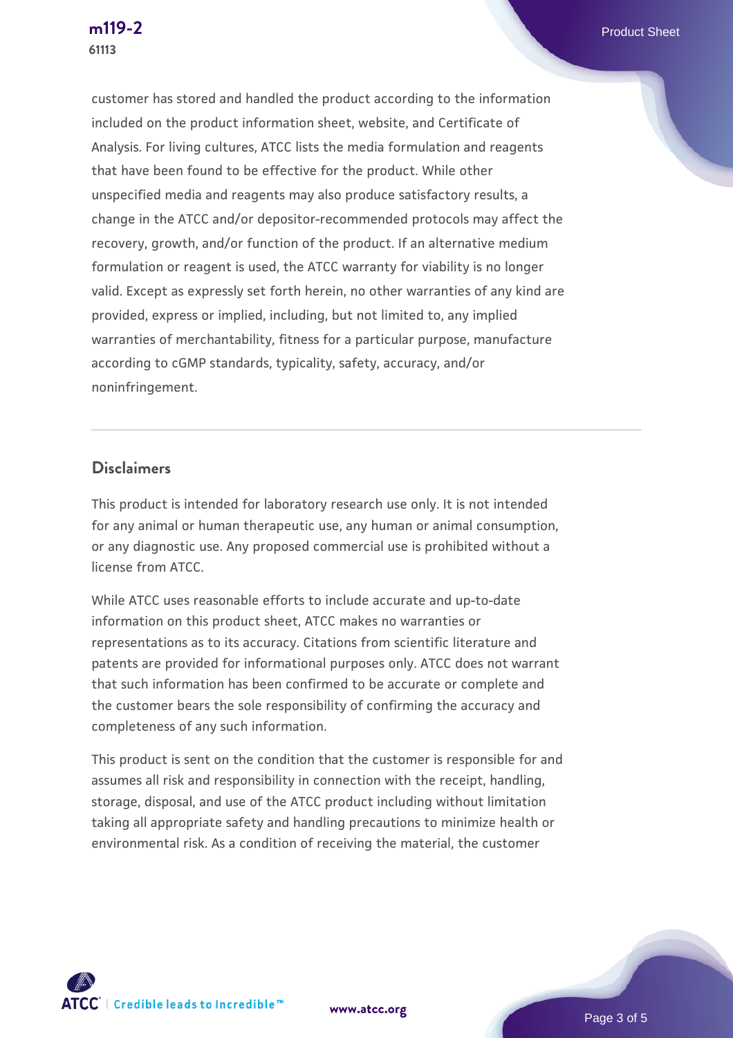customer has stored and handled the product according to the information included on the product information sheet, website, and Certificate of Analysis. For living cultures, ATCC lists the media formulation and reagents that have been found to be effective for the product. While other unspecified media and reagents may also produce satisfactory results, a change in the ATCC and/or depositor-recommended protocols may affect the recovery, growth, and/or function of the product. If an alternative medium formulation or reagent is used, the ATCC warranty for viability is no longer valid. Except as expressly set forth herein, no other warranties of any kind are provided, express or implied, including, but not limited to, any implied warranties of merchantability, fitness for a particular purpose, manufacture according to cGMP standards, typicality, safety, accuracy, and/or noninfringement.

## Disclaimers

This product is intended for laboratory research use only. It is not intended for any animal or human therapeutic use, any human or animal consumption, or any diagnostic use. Any proposed commercial use is prohibited without a license from ATCC.

While ATCC uses reasonable efforts to include accurate and up-to-date information on this product sheet, ATCC makes no warranties or representations as to its accuracy. Citations from scientific literature and patents are provided for informational purposes only. ATCC does not warrant that such information has been confirmed to be accurate or complete and the customer bears the sole responsibility of confirming the accuracy and completeness of any such information.

This product is sent on the condition that the customer is responsible for and assumes all risk and responsibility in connection with the receipt, handling, storage, disposal, and use of the ATCC product including without limitation taking all appropriate safety and handling precautions to minimize health or environmental risk. As a condition of receiving the material, the customer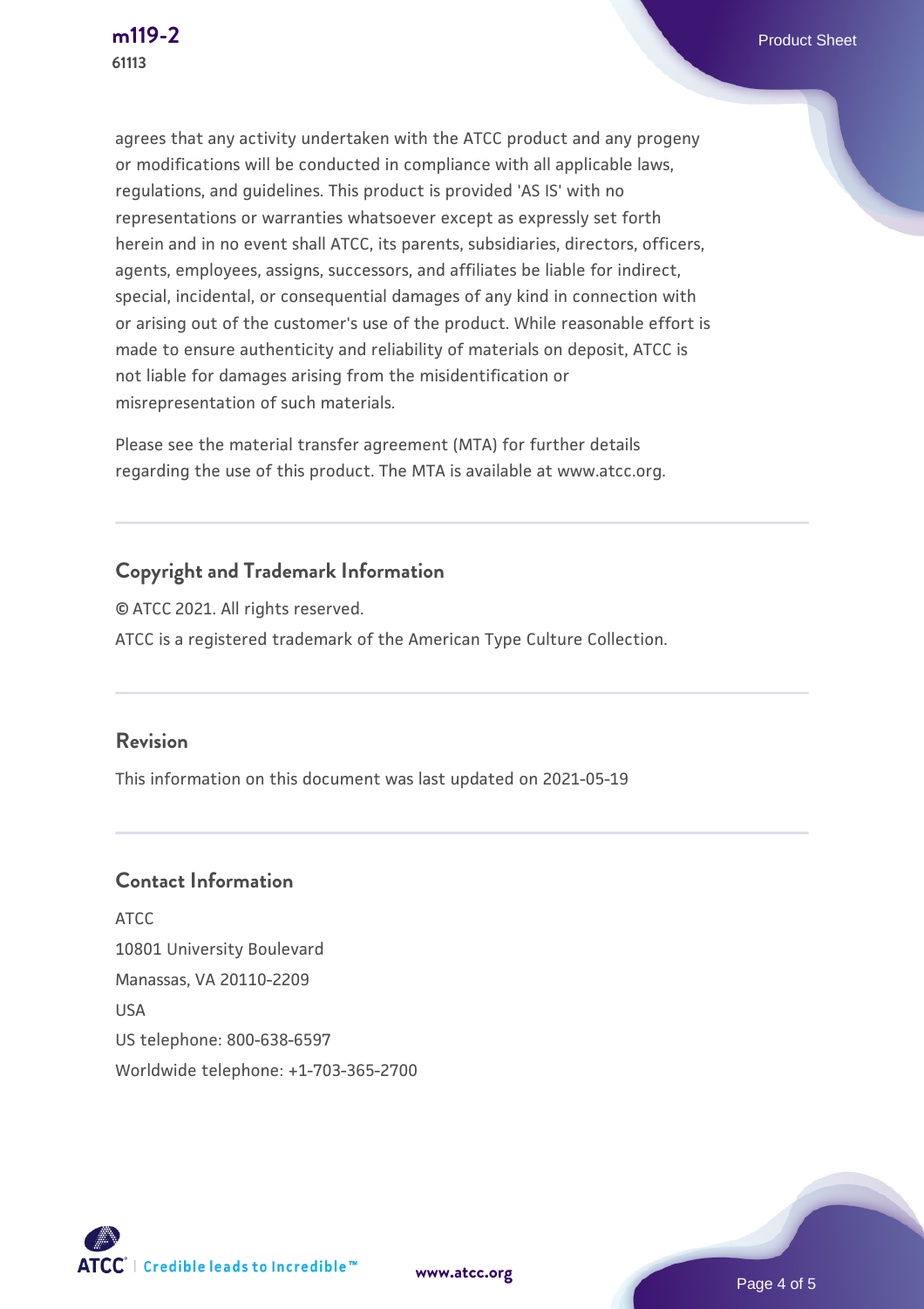agrees that any activity undertaken with the ATCC product and any progeny or modifications will be conducted in compliance with all applicable laws, regulations, and guidelines. This product is provided 'AS IS' with no representations or warranties whatsoever except as expressly set forth herein and in no event shall ATCC, its parents, subsidiaries, directors, officers, agents, employees, assigns, successors, and affiliates be liable for indirect, special, incidental, or consequential damages of any kind in connection with or arising out of the customer's use of the product. While reasonable effort is made to ensure authenticity and reliability of materials on deposit, ATCC is not liable for damages arising from the misidentification or misrepresentation of such materials.

Please see the material transfer agreement (MTA) for further details regarding the use of this product. The MTA is available at www.atcc.org.

## Copyright and Trademark Information

© ATCC 2021. All rights reserved.

ATCC is a registered trademark of the American Type Culture Collection.

## Revision

This information on this document was last updated on 2021-05-19

## Contact Information

ATCC
10801 University Boulevard
Manassas, VA 20110-2209
USA
US telephone: 800-638-6597
Worldwide telephone: +1-703-365-2700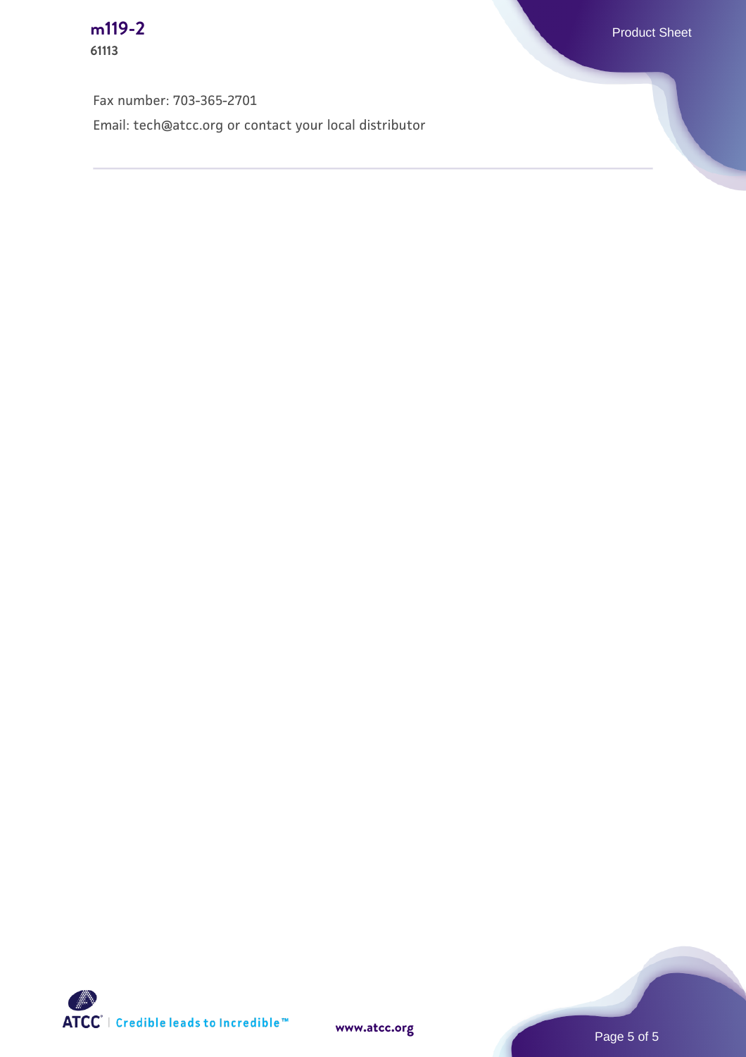Fax number: 703-365-2701

Email: tech@atcc.org or contact your local distributor